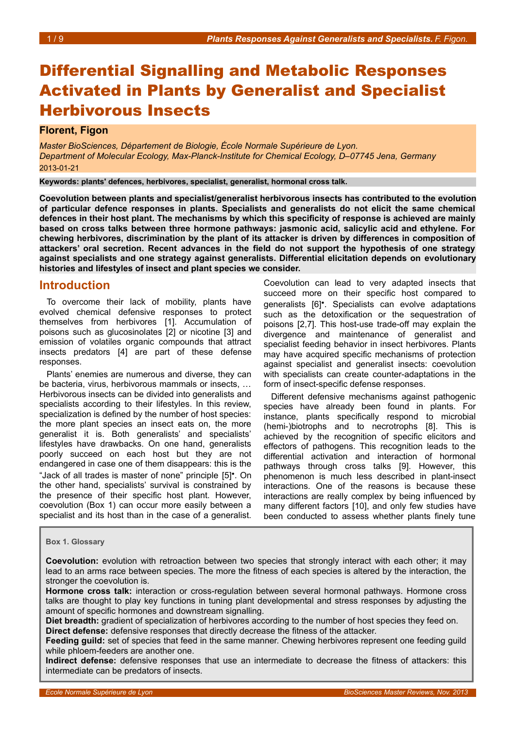# Differential Signalling and Metabolic Responses Activated in Plants by Generalist and Specialist Herbivorous Insects

**Florent, Figon**

*Master BioSciences, Département de Biologie, École Normale Supérieure de Lyon.*
*Department of Molecular Ecology, Max-Planck-Institute for Chemical Ecology, D–07745 Jena, Germany*
2013-01-21

**Keywords: plants' defences, herbivores, specialist, generalist, hormonal cross talk.**

**Coevolution between plants and specialist/generalist herbivorous insects has contributed to the evolution of particular defence responses in plants. Specialists and generalists do not elicit the same chemical defences in their host plant. The mechanisms by which this specificity of response is achieved are mainly based on cross talks between three hormone pathways: jasmonic acid, salicylic acid and ethylene. For chewing herbivores, discrimination by the plant of its attacker is driven by differences in composition of attackers' oral secretion. Recent advances in the field do not support the hypothesis of one strategy against specialists and one strategy against generalists. Differential elicitation depends on evolutionary histories and lifestyles of insect and plant species we consider.**

## Introduction

To overcome their lack of mobility, plants have evolved chemical defensive responses to protect themselves from herbivores [1]. Accumulation of poisons such as glucosinolates [2] or nicotine [3] and emission of volatiles organic compounds that attract insects predators [4] are part of these defense responses.

Plants' enemies are numerous and diverse, they can be bacteria, virus, herbivorous mammals or insects, … Herbivorous insects can be divided into generalists and specialists according to their lifestyles. In this review, specialization is defined by the number of host species: the more plant species an insect eats on, the more generalist it is. Both generalists' and specialists' lifestyles have drawbacks. On one hand, generalists poorly succeed on each host but they are not endangered in case one of them disappears: this is the "Jack of all trades is master of none" principle [5]•. On the other hand, specialists' survival is constrained by the presence of their specific host plant. However, coevolution (Box 1) can occur more easily between a specialist and its host than in the case of a generalist. Coevolution can lead to very adapted insects that succeed more on their specific host compared to generalists [6]•. Specialists can evolve adaptations such as the detoxification or the sequestration of poisons [2,7]. This host-use trade-off may explain the divergence and maintenance of generalist and specialist feeding behavior in insect herbivores. Plants may have acquired specific mechanisms of protection against specialist and generalist insects: coevolution with specialists can create counter-adaptations in the form of insect-specific defense responses.

Different defensive mechanisms against pathogenic species have already been found in plants. For instance, plants specifically respond to microbial (hemi-)biotrophs and to necrotrophs [8]. This is achieved by the recognition of specific elicitors and effectors of pathogens. This recognition leads to the differential activation and interaction of hormonal pathways through cross talks [9]. However, this phenomenon is much less described in plant-insect interactions. One of the reasons is because these interactions are really complex by being influenced by many different factors [10], and only few studies have been conducted to assess whether plants finely tune

> **Box 1. Glossary**
>
> **Coevolution:** evolution with retroaction between two species that strongly interact with each other; it may lead to an arms race between species. The more the fitness of each species is altered by the interaction, the stronger the coevolution is.
> **Hormone cross talk:** interaction or cross-regulation between several hormonal pathways. Hormone cross talks are thought to play key functions in tuning plant developmental and stress responses by adjusting the amount of specific hormones and downstream signalling.
> **Diet breadth:** gradient of specialization of herbivores according to the number of host species they feed on.
> **Direct defense:** defensive responses that directly decrease the fitness of the attacker.
> **Feeding guild:** set of species that feed in the same manner. Chewing herbivores represent one feeding guild while phloem-feeders are another one.
> **Indirect defense:** defensive responses that use an intermediate to decrease the fitness of attackers: this intermediate can be predators of insects.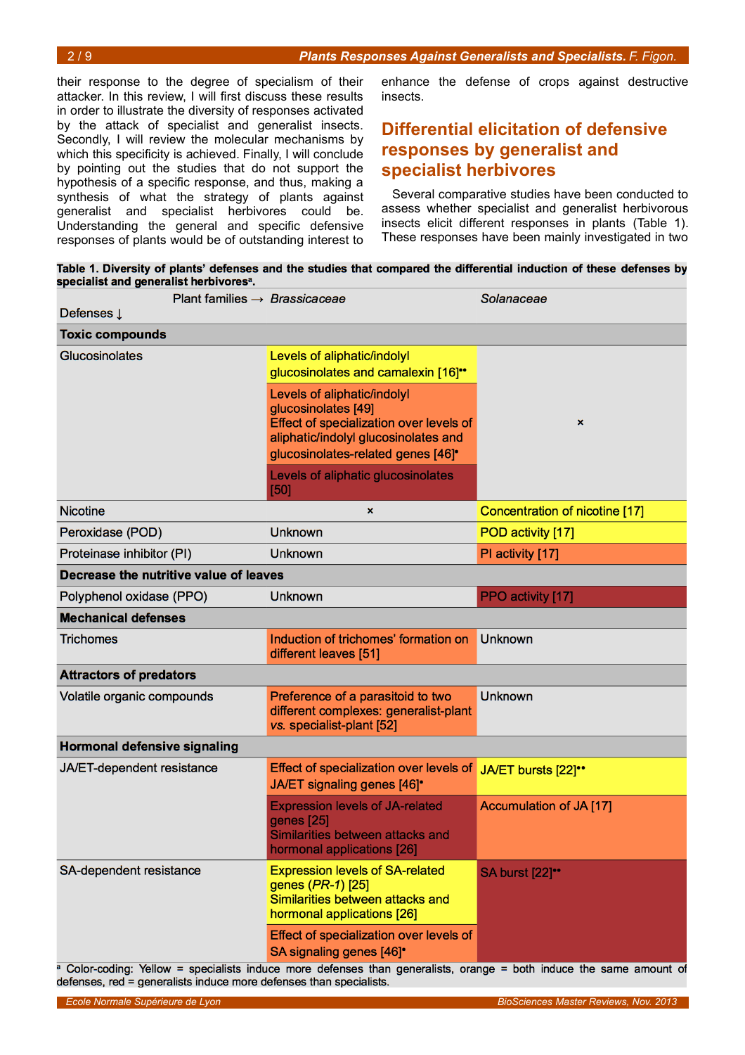their response to the degree of specialism of their attacker. In this review, I will first discuss these results in order to illustrate the diversity of responses activated by the attack of specialist and generalist insects. Secondly, I will review the molecular mechanisms by which this specificity is achieved. Finally, I will conclude by pointing out the studies that do not support the hypothesis of a specific response, and thus, making a synthesis of what the strategy of plants against generalist and specialist herbivores could be. Understanding the general and specific defensive responses of plants would be of outstanding interest to enhance the defense of crops against destructive insects.

## Differential elicitation of defensive responses by generalist and specialist herbivores

Several comparative studies have been conducted to assess whether specialist and generalist herbivorous insects elicit different responses in plants (Table 1). These responses have been mainly investigated in two

**Table 1. Diversity of plants' defenses and the studies that compared the differential induction of these defenses by specialist and generalist herbivores[a].**

| Defenses ↓ / Plant families → | *Brassicaceae* | *Solanaceae* |
|---|---|---|
| **Toxic compounds** | | |
| Glucosinolates | Levels of aliphatic/indolyl glucosinolates and camalexin [16]•• | × |
| | Levels of aliphatic/indolyl glucosinolates [49]; Effect of specialization over levels of aliphatic/indolyl glucosinolates and glucosinolates-related genes [46]• | |
| | Levels of aliphatic glucosinolates [50] | |
| Nicotine | × | Concentration of nicotine [17] |
| Peroxidase (POD) | Unknown | POD activity [17] |
| Proteinase inhibitor (PI) | Unknown | PI activity [17] |
| **Decrease the nutritive value of leaves** | | |
| Polyphenol oxidase (PPO) | Unknown | PPO activity [17] |
| **Mechanical defenses** | | |
| Trichomes | Induction of trichomes' formation on different leaves [51] | Unknown |
| **Attractors of predators** | | |
| Volatile organic compounds | Preference of a parasitoid to two different complexes: generalist-plant *vs.* specialist-plant [52] | Unknown |
| **Hormonal defensive signaling** | | |
| JA/ET-dependent resistance | Effect of specialization over levels of JA/ET signaling genes [46]• | JA/ET bursts [22]•• |
| | Expression levels of JA-related genes [25]; Similarities between attacks and hormonal applications [26] | Accumulation of JA [17] |
| SA-dependent resistance | Expression levels of SA-related genes (*PR-1*) [25]; Similarities between attacks and hormonal applications [26] | SA burst [22]•• |
| | Effect of specialization over levels of SA signaling genes [46]• | |

[a] Color-coding: Yellow = specialists induce more defenses than generalists, orange = both induce the same amount of defenses, red = generalists induce more defenses than specialists.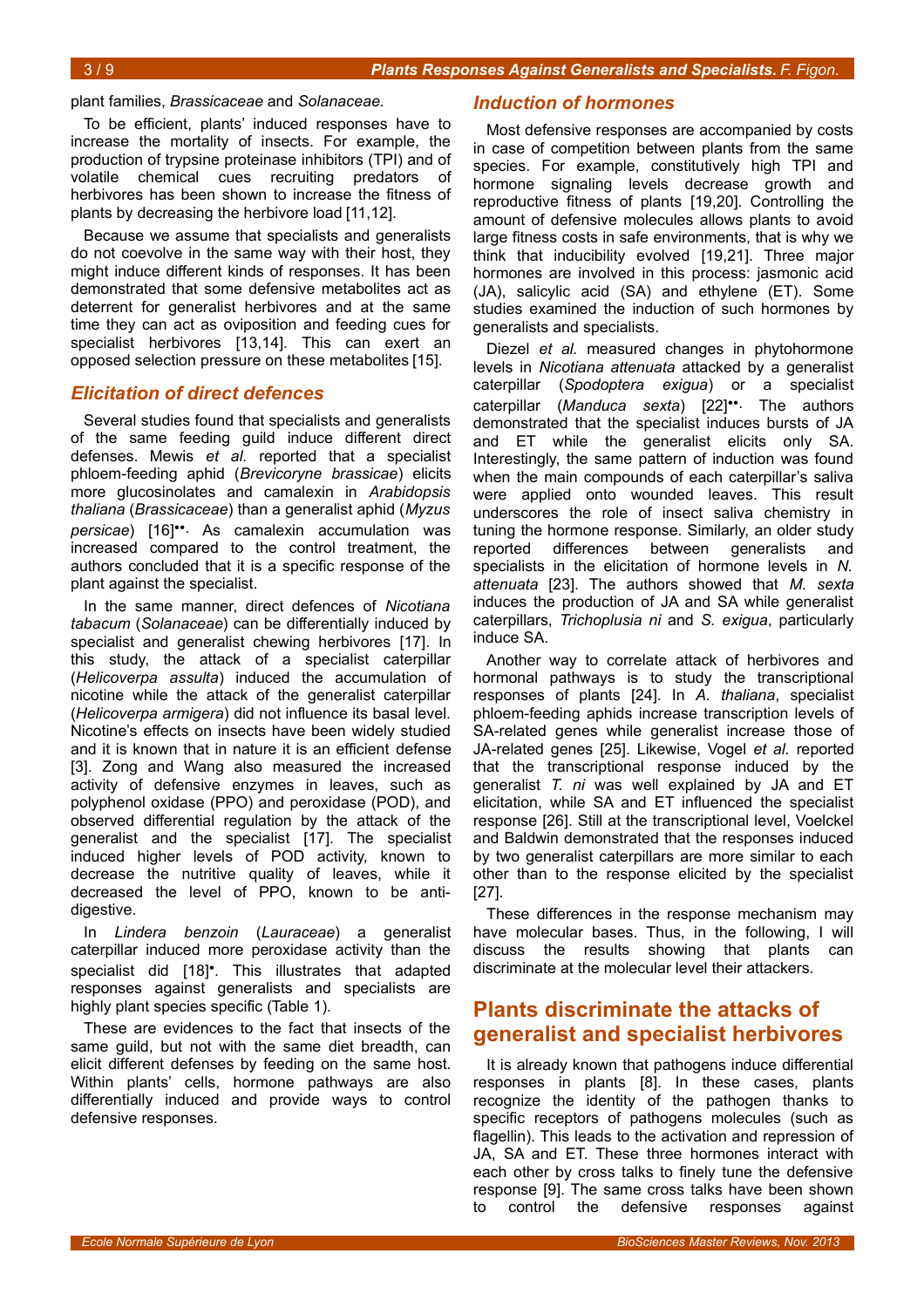plant families, *Brassicaceae* and *Solanaceae*.

To be efficient, plants' induced responses have to increase the mortality of insects. For example, the production of trypsine proteinase inhibitors (TPI) and of volatile chemical cues recruiting predators of herbivores has been shown to increase the fitness of plants by decreasing the herbivore load [11,12].

Because we assume that specialists and generalists do not coevolve in the same way with their host, they might induce different kinds of responses. It has been demonstrated that some defensive metabolites act as deterrent for generalist herbivores and at the same time they can act as oviposition and feeding cues for specialist herbivores [13,14]. This can exert an opposed selection pressure on these metabolites [15].

## Elicitation of direct defences

Several studies found that specialists and generalists of the same feeding guild induce different direct defenses. Mewis *et al.* reported that a specialist phloem-feeding aphid (*Brevicoryne brassicae*) elicits more glucosinolates and camalexin in *Arabidopsis thaliana* (*Brassicaceae*) than a generalist aphid (*Myzus persicae*) [16]••. As camalexin accumulation was increased compared to the control treatment, the authors concluded that it is a specific response of the plant against the specialist.

In the same manner, direct defences of *Nicotiana tabacum* (*Solanaceae*) can be differentially induced by specialist and generalist chewing herbivores [17]. In this study, the attack of a specialist caterpillar (*Helicoverpa assulta*) induced the accumulation of nicotine while the attack of the generalist caterpillar (*Helicoverpa armigera*) did not influence its basal level. Nicotine's effects on insects have been widely studied and it is known that in nature it is an efficient defense [3]. Zong and Wang also measured the increased activity of defensive enzymes in leaves, such as polyphenol oxidase (PPO) and peroxidase (POD), and observed differential regulation by the attack of the generalist and the specialist [17]. The specialist induced higher levels of POD activity, known to decrease the nutritive quality of leaves, while it decreased the level of PPO, known to be anti-digestive.

In *Lindera benzoin* (*Lauraceae*) a generalist caterpillar induced more peroxidase activity than the specialist did [18]•. This illustrates that adapted responses against generalists and specialists are highly plant species specific (Table 1).

These are evidences to the fact that insects of the same guild, but not with the same diet breadth, can elicit different defenses by feeding on the same host. Within plants' cells, hormone pathways are also differentially induced and provide ways to control defensive responses.

## Induction of hormones

Most defensive responses are accompanied by costs in case of competition between plants from the same species. For example, constitutively high TPI and hormone signaling levels decrease growth and reproductive fitness of plants [19,20]. Controlling the amount of defensive molecules allows plants to avoid large fitness costs in safe environments, that is why we think that inducibility evolved [19,21]. Three major hormones are involved in this process: jasmonic acid (JA), salicylic acid (SA) and ethylene (ET). Some studies examined the induction of such hormones by generalists and specialists.

Diezel *et al.* measured changes in phytohormone levels in *Nicotiana attenuata* attacked by a generalist caterpillar (*Spodoptera exigua*) or a specialist caterpillar (*Manduca sexta*) [22]••. The authors demonstrated that the specialist induces bursts of JA and ET while the generalist elicits only SA. Interestingly, the same pattern of induction was found when the main compounds of each caterpillar's saliva were applied onto wounded leaves. This result underscores the role of insect saliva chemistry in tuning the hormone response. Similarly, an older study reported differences between generalists and specialists in the elicitation of hormone levels in *N. attenuata* [23]. The authors showed that *M. sexta* induces the production of JA and SA while generalist caterpillars, *Trichoplusia ni* and *S. exigua*, particularly induce SA.

Another way to correlate attack of herbivores and hormonal pathways is to study the transcriptional responses of plants [24]. In *A. thaliana*, specialist phloem-feeding aphids increase transcription levels of SA-related genes while generalist increase those of JA-related genes [25]. Likewise, Vogel *et al.* reported that the transcriptional response induced by the generalist *T. ni* was well explained by JA and ET elicitation, while SA and ET influenced the specialist response [26]. Still at the transcriptional level, Voelckel and Baldwin demonstrated that the responses induced by two generalist caterpillars are more similar to each other than to the response elicited by the specialist [27].

These differences in the response mechanism may have molecular bases. Thus, in the following, I will discuss the results showing that plants can discriminate at the molecular level their attackers.

# Plants discriminate the attacks of generalist and specialist herbivores

It is already known that pathogens induce differential responses in plants [8]. In these cases, plants recognize the identity of the pathogen thanks to specific receptors of pathogens molecules (such as flagellin). This leads to the activation and repression of JA, SA and ET. These three hormones interact with each other by cross talks to finely tune the defensive response [9]. The same cross talks have been shown to control the defensive responses against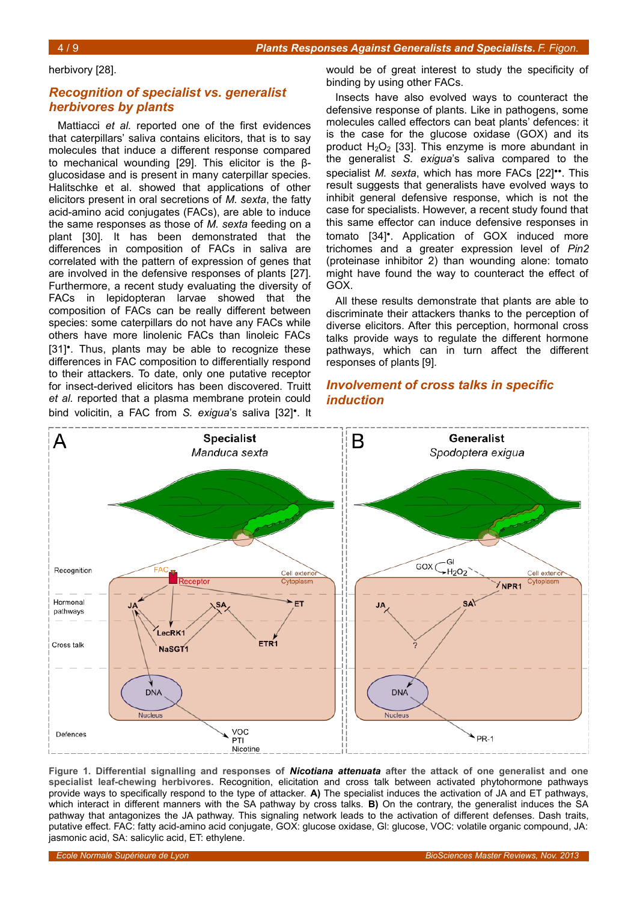herbivory [28].

## Recognition of specialist vs. generalist herbivores by plants

Mattiacci *et al.* reported one of the first evidences that caterpillars' saliva contains elicitors, that is to say molecules that induce a different response compared to mechanical wounding [29]. This elicitor is the β-glucosidase and is present in many caterpillar species. Halitschke et al. showed that applications of other elicitors present in oral secretions of *M. sexta*, the fatty acid-amino acid conjugates (FACs), are able to induce the same responses as those of *M. sexta* feeding on a plant [30]. It has been demonstrated that the differences in composition of FACs in saliva are correlated with the pattern of expression of genes that are involved in the defensive responses of plants [27]. Furthermore, a recent study evaluating the diversity of FACs in lepidopteran larvae showed that the composition of FACs can be really different between species: some caterpillars do not have any FACs while others have more linolenic FACs than linoleic FACs [31]•. Thus, plants may be able to recognize these differences in FAC composition to differentially respond to their attackers. To date, only one putative receptor for insect-derived elicitors has been discovered. Truitt *et al.* reported that a plasma membrane protein could bind volicitin, a FAC from *S. exigua*'s saliva [32]•. It would be of great interest to study the specificity of binding by using other FACs.

Insects have also evolved ways to counteract the defensive response of plants. Like in pathogens, some molecules called effectors can beat plants' defences: it is the case for the glucose oxidase (GOX) and its product $H_2O_2$ [33]. This enzyme is more abundant in the generalist *S. exigua*'s saliva compared to the specialist *M. sexta*, which has more FACs [22]••. This result suggests that generalists have evolved ways to inhibit general defensive response, which is not the case for specialists. However, a recent study found that this same effector can induce defensive responses in tomato [34]•. Application of GOX induced more trichomes and a greater expression level of *Pin2* (proteinase inhibitor 2) than wounding alone: tomato might have found the way to counteract the effect of GOX.

All these results demonstrate that plants are able to discriminate their attackers thanks to the perception of diverse elicitors. After this perception, hormonal cross talks provide ways to regulate the different hormone pathways, which can in turn affect the different responses of plants [9].

## Involvement of cross talks in specific induction

**Figure 1. Differential signalling and responses of *Nicotiana attenuata* after the attack of one generalist and one specialist leaf-chewing herbivores.** Recognition, elicitation and cross talk between activated phytohormone pathways provide ways to specifically respond to the type of attacker. **A)** The specialist induces the activation of JA and ET pathways, which interact in different manners with the SA pathway by cross talks. **B)** On the contrary, the generalist induces the SA pathway that antagonizes the JA pathway. This signaling network leads to the activation of different defenses. Dash traits, putative effect. FAC: fatty acid-amino acid conjugate, GOX: glucose oxidase, Gl: glucose, VOC: volatile organic compound, JA: jasmonic acid, SA: salicylic acid, ET: ethylene.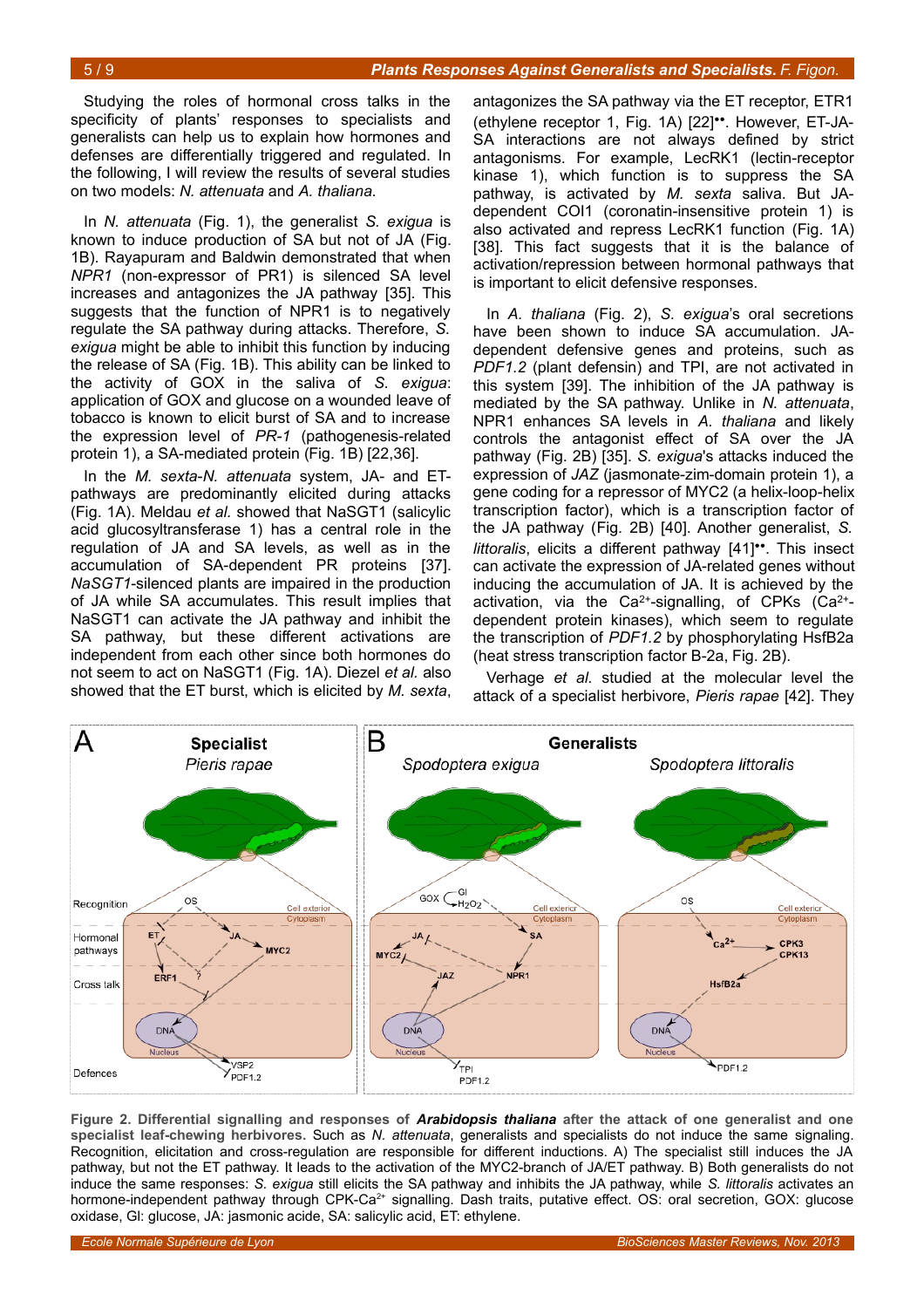Studying the roles of hormonal cross talks in the specificity of plants' responses to specialists and generalists can help us to explain how hormones and defenses are differentially triggered and regulated. In the following, I will review the results of several studies on two models: *N. attenuata* and *A. thaliana*.

In *N. attenuata* (Fig. 1), the generalist *S. exigua* is known to induce production of SA but not of JA (Fig. 1B). Rayapuram and Baldwin demonstrated that when *NPR1* (non-expressor of PR1) is silenced SA level increases and antagonizes the JA pathway [35]. This suggests that the function of NPR1 is to negatively regulate the SA pathway during attacks. Therefore, *S. exigua* might be able to inhibit this function by inducing the release of SA (Fig. 1B). This ability can be linked to the activity of GOX in the saliva of *S. exigua*: application of GOX and glucose on a wounded leave of tobacco is known to elicit burst of SA and to increase the expression level of *PR-1* (pathogenesis-related protein 1), a SA-mediated protein (Fig. 1B) [22,36].

In the *M. sexta*-*N. attenuata* system, JA- and ET-pathways are predominantly elicited during attacks (Fig. 1A). Meldau *et al.* showed that NaSGT1 (salicylic acid glucosyltransferase 1) has a central role in the regulation of JA and SA levels, as well as in the accumulation of SA-dependent PR proteins [37]. *NaSGT1*-silenced plants are impaired in the production of JA while SA accumulates. This result implies that NaSGT1 can activate the JA pathway and inhibit the SA pathway, but these different activations are independent from each other since both hormones do not seem to act on NaSGT1 (Fig. 1A). Diezel *et al.* also showed that the ET burst, which is elicited by *M. sexta*, antagonizes the SA pathway via the ET receptor, ETR1 (ethylene receptor 1, Fig. 1A) [22]••. However, ET-JA-SA interactions are not always defined by strict antagonisms. For example, LecRK1 (lectin-receptor kinase 1), which function is to suppress the SA pathway, is activated by *M. sexta* saliva. But JA-dependent COI1 (coronatin-insensitive protein 1) is also activated and repress LecRK1 function (Fig. 1A) [38]. This fact suggests that it is the balance of activation/repression between hormonal pathways that is important to elicit defensive responses.

In *A. thaliana* (Fig. 2), *S. exigua*'s oral secretions have been shown to induce SA accumulation. JA-dependent defensive genes and proteins, such as *PDF1.2* (plant defensin) and TPI, are not activated in this system [39]. The inhibition of the JA pathway is mediated by the SA pathway. Unlike in *N. attenuata*, NPR1 enhances SA levels in *A. thaliana* and likely controls the antagonist effect of SA over the JA pathway (Fig. 2B) [35]. *S. exigua*'s attacks induced the expression of *JAZ* (jasmonate-zim-domain protein 1), a gene coding for a repressor of MYC2 (a helix-loop-helix transcription factor), which is a transcription factor of the JA pathway (Fig. 2B) [40]. Another generalist, *S. littoralis*, elicits a different pathway [41]••. This insect can activate the expression of JA-related genes without inducing the accumulation of JA. It is achieved by the activation, via the $Ca^{2+}$-signalling, of CPKs ($Ca^{2+}$-dependent protein kinases), which seem to regulate the transcription of *PDF1.2* by phosphorylating HsfB2a (heat stress transcription factor B-2a, Fig. 2B).

Verhage *et al.* studied at the molecular level the attack of a specialist herbivore, *Pieris rapae* [42]. They

**Figure 2. Differential signalling and responses of *Arabidopsis thaliana* after the attack of one generalist and one specialist leaf-chewing herbivores.** Such as *N. attenuata*, generalists and specialists do not induce the same signaling. Recognition, elicitation and cross-regulation are responsible for different inductions. A) The specialist still induces the JA pathway, but not the ET pathway. It leads to the activation of the MYC2-branch of JA/ET pathway. B) Both generalists do not induce the same responses: *S. exigua* still elicits the SA pathway and inhibits the JA pathway, while *S. littoralis* activates an hormone-independent pathway through CPK-$Ca^{2+}$ signalling. Dash traits, putative effect. OS: oral secretion, GOX: glucose oxidase, Gl: glucose, JA: jasmonic acide, SA: salicylic acid, ET: ethylene.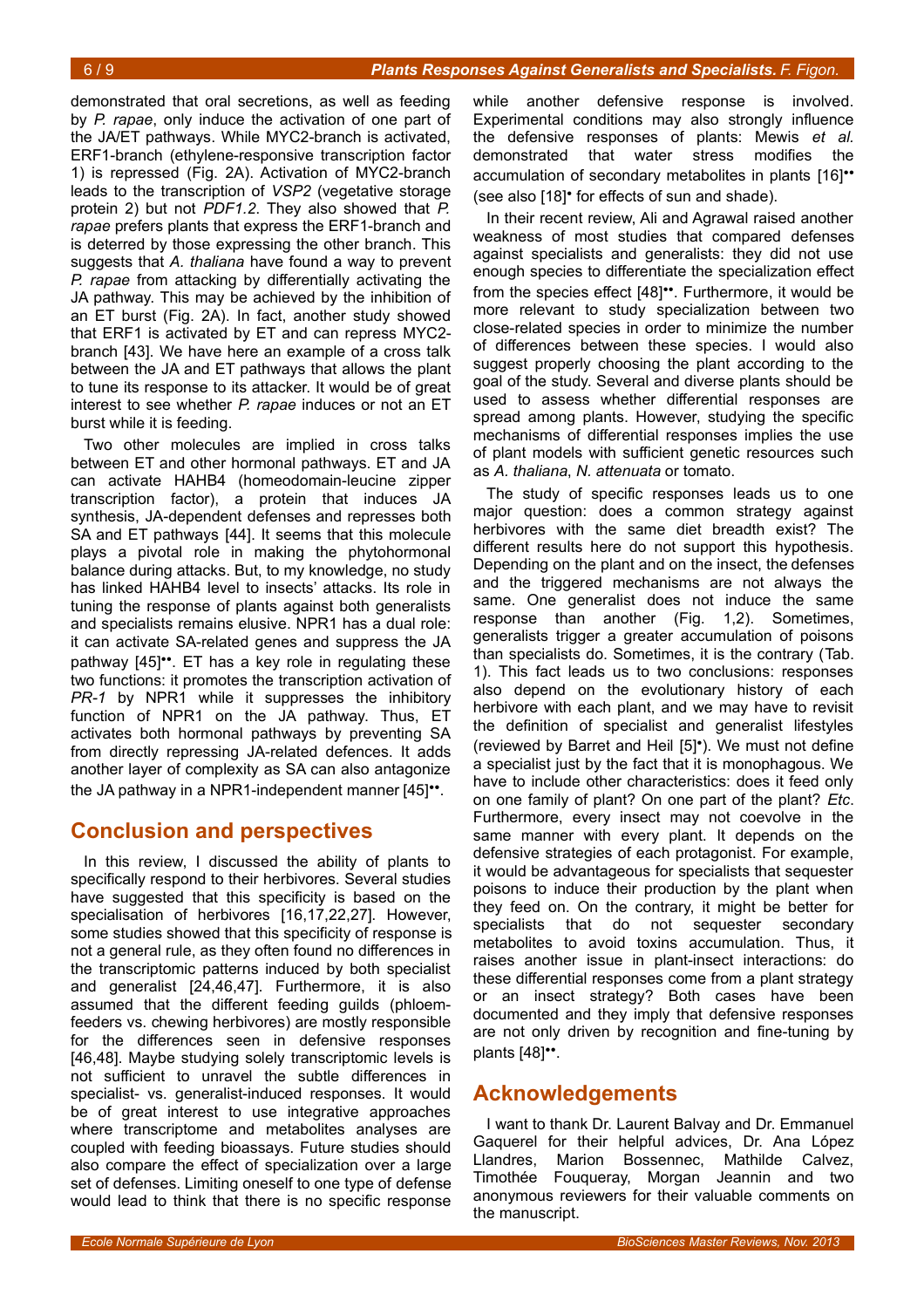demonstrated that oral secretions, as well as feeding by *P. rapae*, only induce the activation of one part of the JA/ET pathways. While MYC2-branch is activated, ERF1-branch (ethylene-responsive transcription factor 1) is repressed (Fig. 2A). Activation of MYC2-branch leads to the transcription of *VSP2* (vegetative storage protein 2) but not *PDF1.2*. They also showed that *P. rapae* prefers plants that express the ERF1-branch and is deterred by those expressing the other branch. This suggests that *A. thaliana* have found a way to prevent *P. rapae* from attacking by differentially activating the JA pathway. This may be achieved by the inhibition of an ET burst (Fig. 2A). In fact, another study showed that ERF1 is activated by ET and can repress MYC2-branch [43]. We have here an example of a cross talk between the JA and ET pathways that allows the plant to tune its response to its attacker. It would be of great interest to see whether *P. rapae* induces or not an ET burst while it is feeding.

Two other molecules are implied in cross talks between ET and other hormonal pathways. ET and JA can activate HAHB4 (homeodomain-leucine zipper transcription factor), a protein that induces JA synthesis, JA-dependent defenses and represses both SA and ET pathways [44]. It seems that this molecule plays a pivotal role in making the phytohormonal balance during attacks. But, to my knowledge, no study has linked HAHB4 level to insects' attacks. Its role in tuning the response of plants against both generalists and specialists remains elusive. NPR1 has a dual role: it can activate SA-related genes and suppress the JA pathway [45]••. ET has a key role in regulating these two functions: it promotes the transcription activation of *PR-1* by NPR1 while it suppresses the inhibitory function of NPR1 on the JA pathway. Thus, ET activates both hormonal pathways by preventing SA from directly repressing JA-related defences. It adds another layer of complexity as SA can also antagonize the JA pathway in a NPR1-independent manner [45]••.

## Conclusion and perspectives

In this review, I discussed the ability of plants to specifically respond to their herbivores. Several studies have suggested that this specificity is based on the specialisation of herbivores [16,17,22,27]. However, some studies showed that this specificity of response is not a general rule, as they often found no differences in the transcriptomic patterns induced by both specialist and generalist [24,46,47]. Furthermore, it is also assumed that the different feeding guilds (phloem-feeders vs. chewing herbivores) are mostly responsible for the differences seen in defensive responses [46,48]. Maybe studying solely transcriptomic levels is not sufficient to unravel the subtle differences in specialist- vs. generalist-induced responses. It would be of great interest to use integrative approaches where transcriptome and metabolites analyses are coupled with feeding bioassays. Future studies should also compare the effect of specialization over a large set of defenses. Limiting oneself to one type of defense would lead to think that there is no specific response while another defensive response is involved. Experimental conditions may also strongly influence the defensive responses of plants: Mewis *et al.* demonstrated that water stress modifies the accumulation of secondary metabolites in plants [16]•• (see also [18]• for effects of sun and shade).

In their recent review, Ali and Agrawal raised another weakness of most studies that compared defenses against specialists and generalists: they did not use enough species to differentiate the specialization effect from the species effect [48]••. Furthermore, it would be more relevant to study specialization between two close-related species in order to minimize the number of differences between these species. I would also suggest properly choosing the plant according to the goal of the study. Several and diverse plants should be used to assess whether differential responses are spread among plants. However, studying the specific mechanisms of differential responses implies the use of plant models with sufficient genetic resources such as *A. thaliana*, *N. attenuata* or tomato.

The study of specific responses leads us to one major question: does a common strategy against herbivores with the same diet breadth exist? The different results here do not support this hypothesis. Depending on the plant and on the insect, the defenses and the triggered mechanisms are not always the same. One generalist does not induce the same response than another (Fig. 1,2). Sometimes, generalists trigger a greater accumulation of poisons than specialists do. Sometimes, it is the contrary (Tab. 1). This fact leads us to two conclusions: responses also depend on the evolutionary history of each herbivore with each plant, and we may have to revisit the definition of specialist and generalist lifestyles (reviewed by Barret and Heil [5]•). We must not define a specialist just by the fact that it is monophagous. We have to include other characteristics: does it feed only on one family of plant? On one part of the plant? *Etc*. Furthermore, every insect may not coevolve in the same manner with every plant. It depends on the defensive strategies of each protagonist. For example, it would be advantageous for specialists that sequester poisons to induce their production by the plant when they feed on. On the contrary, it might be better for specialists that do not sequester secondary metabolites to avoid toxins accumulation. Thus, it raises another issue in plant-insect interactions: do these differential responses come from a plant strategy or an insect strategy? Both cases have been documented and they imply that defensive responses are not only driven by recognition and fine-tuning by plants [48]••.

## Acknowledgements

I want to thank Dr. Laurent Balvay and Dr. Emmanuel Gaquerel for their helpful advices, Dr. Ana López Llandres, Marion Bossennec, Mathilde Calvez, Timothée Fouqueray, Morgan Jeannin and two anonymous reviewers for their valuable comments on the manuscript.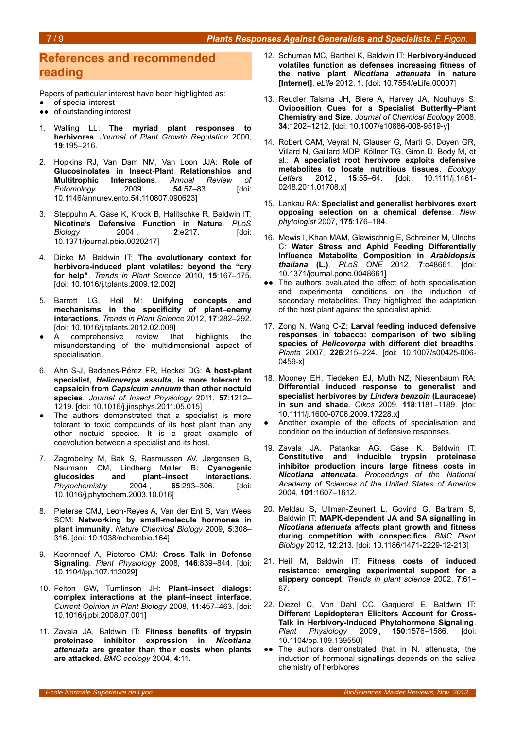## References and recommended reading

Papers of particular interest have been highlighted as:

- ● of special interest
- ●● of outstanding interest

1. Walling LL: **The myriad plant responses to herbivores**. *Journal of Plant Growth Regulation* 2000, **19**:195–216.

2. Hopkins RJ, Van Dam NM, Van Loon JJA: **Role of Glucosinolates in Insect-Plant Relationships and Multitrophic Interactions**. *Annual Review of Entomology* 2009, **54**:57–83. [doi: 10.1146/annurev.ento.54.110807.090623]

3. Steppuhn A, Gase K, Krock B, Halitschke R, Baldwin IT: **Nicotine's Defensive Function in Nature**. *PLoS Biology* 2004, **2**:e217. [doi: 10.1371/journal.pbio.0020217]

4. Dicke M, Baldwin IT: **The evolutionary context for herbivore-induced plant volatiles: beyond the "cry for help"**. *Trends in Plant Science* 2010, **15**:167–175. [doi: 10.1016/j.tplants.2009.12.002]

5. Barrett LG, Heil M: **Unifying concepts and mechanisms in the specificity of plant–enemy interactions**. *Trends in Plant Science* 2012, **17**:282–292. [doi: 10.1016/j.tplants.2012.02.009]

   ● A comprehensive review that highlights the misunderstanding of the multidimensional aspect of specialisation.

6. Ahn S-J, Badenes-Pérez FR, Heckel DG: **A host-plant specialist, *Helicoverpa assulta*, is more tolerant to capsaicin from *Capsicum annuum* than other noctuid species**. *Journal of Insect Physiology* 2011, **57**:1212–1219. [doi: 10.1016/j.jinsphys.2011.05.015]

   ● The authors demonstrated that a specialist is more tolerant to toxic compounds of its host plant than any other noctuid species. It is a great example of coevolution between a specialist and its host.

7. Zagrobelny M, Bak S, Rasmussen AV, Jørgensen B, Naumann CM, Lindberg Møller B: **Cyanogenic glucosides and plant–insect interactions**. *Phytochemistry* 2004, **65**:293–306. [doi: 10.1016/j.phytochem.2003.10.016]

8. Pieterse CMJ, Leon-Reyes A, Van der Ent S, Van Wees SCM: **Networking by small-molecule hormones in plant immunity**. *Nature Chemical Biology* 2009, **5**:308–316. [doi: 10.1038/nchembio.164]

9. Koornneef A, Pieterse CMJ: **Cross Talk in Defense Signaling**. *Plant Physiology* 2008, **146**:839–844. [doi: 10.1104/pp.107.112029]

10. Felton GW, Tumlinson JH: **Plant–insect dialogs: complex interactions at the plant–insect interface**. *Current Opinion in Plant Biology* 2008, **11**:457–463. [doi: 10.1016/j.pbi.2008.07.001]

11. Zavala JA, Baldwin IT: **Fitness benefits of trypsin proteinase inhibitor expression in *Nicotiana attenuata* are greater than their costs when plants are attacked.** *BMC ecology* 2004, **4**:11.

12. Schuman MC, Barthel K, Baldwin IT: **Herbivory-induced volatiles function as defenses increasing fitness of the native plant *Nicotiana attenuata* in nature [Internet]**. *eLife* 2012, **1**. [doi: 10.7554/eLife.00007]

13. Reudler Talsma JH, Biere A, Harvey JA, Nouhuys S: **Oviposition Cues for a Specialist Butterfly–Plant Chemistry and Size**. *Journal of Chemical Ecology* 2008, **34**:1202–1212. [doi: 10.1007/s10886-008-9519-y]

14. Robert CAM, Veyrat N, Glauser G, Marti G, Doyen GR, Villard N, Gaillard MDP, Köllner TG, Giron D, Body M, et al.: **A specialist root herbivore exploits defensive metabolites to locate nutritious tissues**. *Ecology Letters* 2012, **15**:55–64. [doi: 10.1111/j.1461-0248.2011.01708.x]

15. Lankau RA: **Specialist and generalist herbivores exert opposing selection on a chemical defense**. *New phytologist* 2007, **175**:176–184.

16. Mewis I, Khan MAM, Glawischnig E, Schreiner M, Ulrichs C: **Water Stress and Aphid Feeding Differentially Influence Metabolite Composition in *Arabidopsis thaliana* (L.)**. *PLoS ONE* 2012, **7**:e48661. [doi: 10.1371/journal.pone.0048661]

    ●● The authors evaluated the effect of both specialisation and experimental conditions on the induction of secondary metabolites. They highlighted the adaptation of the host plant against the specialist aphid.

17. Zong N, Wang C-Z: **Larval feeding induced defensive responses in tobacco: comparison of two sibling species of *Helicoverpa* with different diet breadths**. *Planta* 2007, **226**:215–224. [doi: 10.1007/s00425-006-0459-x]

18. Mooney EH, Tiedeken EJ, Muth NZ, Niesenbaum RA: **Differential induced response to generalist and specialist herbivores by *Lindera benzoin* (Lauraceae) in sun and shade**. *Oikos* 2009, **118**:1181–1189. [doi: 10.1111/j.1600-0706.2009.17228.x]

    ● Another example of the effects of specialisation and condition on the induction of defensive responses.

19. Zavala JA, Patankar AG, Gase K, Baldwin IT: **Constitutive and inducible trypsin proteinase inhibitor production incurs large fitness costs in *Nicotiana attenuata***. *Proceedings of the National Academy of Sciences of the United States of America* 2004, **101**:1607–1612.

20. Meldau S, Ullman-Zeunert L, Govind G, Bartram S, Baldwin IT: **MAPK-dependent JA and SA signalling in *Nicotiana attenuata* affects plant growth and fitness during competition with conspecifics**. *BMC Plant Biology* 2012, **12**:213. [doi: 10.1186/1471-2229-12-213]

21. Heil M, Baldwin IT: **Fitness costs of induced resistance: emerging experimental support for a slippery concept**. *Trends in plant science* 2002, **7**:61–67.

22. Diezel C, Von Dahl CC, Gaquerel E, Baldwin IT: **Different Lepidopteran Elicitors Account for Cross-Talk in Herbivory-Induced Phytohormone Signaling**. *Plant Physiology* 2009, **150**:1576–1586. [doi: 10.1104/pp.109.139550]

    ●● The authors demonstrated that in N. attenuata, the induction of hormonal signallings depends on the saliva chemistry of herbivores.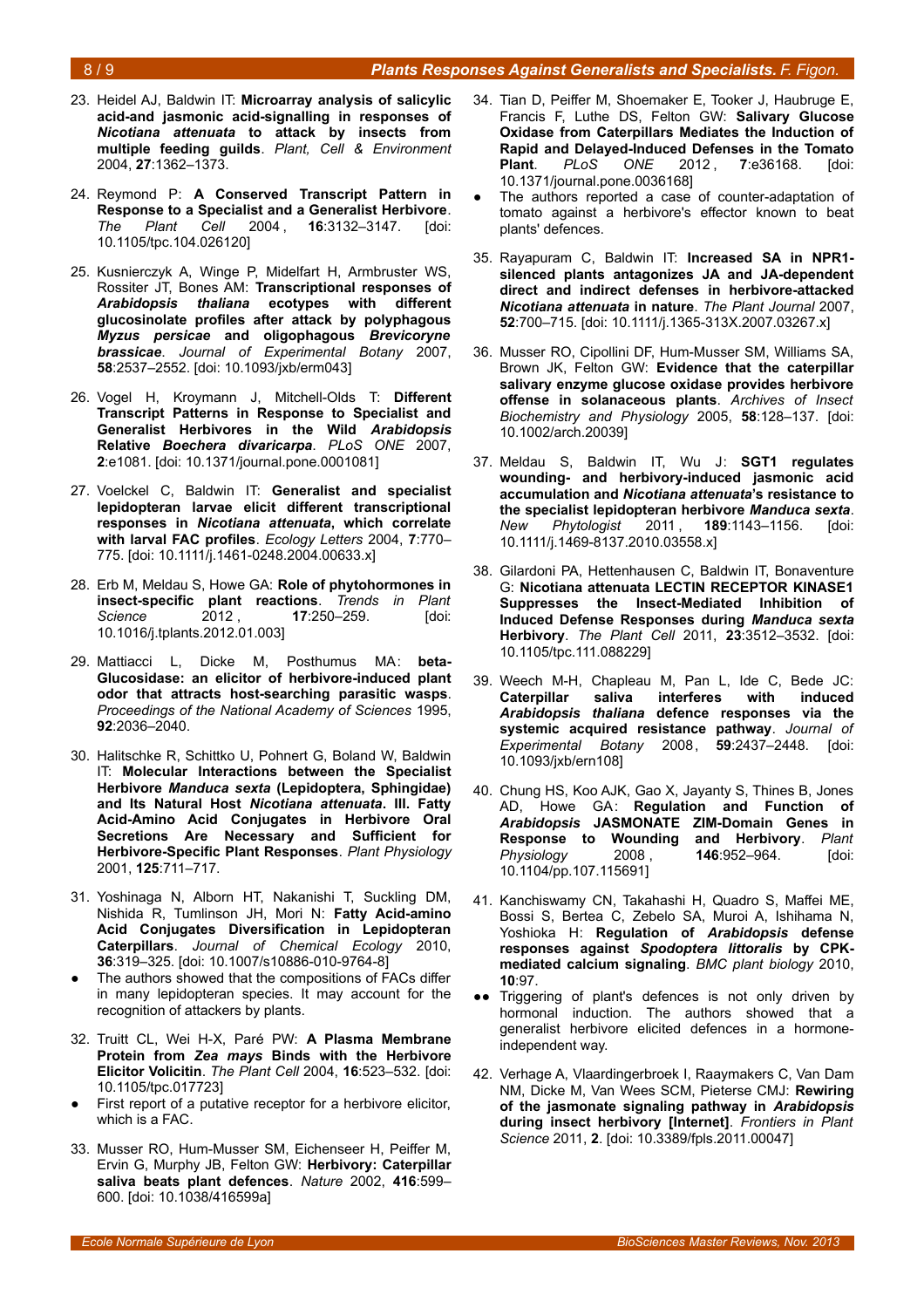23. Heidel AJ, Baldwin IT: **Microarray analysis of salicylic acid-and jasmonic acid-signalling in responses of *Nicotiana attenuata* to attack by insects from multiple feeding guilds**. *Plant, Cell & Environment* 2004, **27**:1362–1373.

24. Reymond P: **A Conserved Transcript Pattern in Response to a Specialist and a Generalist Herbivore**. *The Plant Cell* 2004, **16**:3132–3147. [doi: 10.1105/tpc.104.026120]

25. Kusnierczyk A, Winge P, Midelfart H, Armbruster WS, Rossiter JT, Bones AM: **Transcriptional responses of *Arabidopsis thaliana* ecotypes with different glucosinolate profiles after attack by polyphagous *Myzus persicae* and oligophagous *Brevicoryne brassicae***. *Journal of Experimental Botany* 2007, **58**:2537–2552. [doi: 10.1093/jxb/erm043]

26. Vogel H, Kroymann J, Mitchell-Olds T: **Different Transcript Patterns in Response to Specialist and Generalist Herbivores in the Wild *Arabidopsis* Relative *Boechera divaricarpa***. *PLoS ONE* 2007, **2**:e1081. [doi: 10.1371/journal.pone.0001081]

27. Voelckel C, Baldwin IT: **Generalist and specialist lepidopteran larvae elicit different transcriptional responses in *Nicotiana attenuata*, which correlate with larval FAC profiles**. *Ecology Letters* 2004, **7**:770–775. [doi: 10.1111/j.1461-0248.2004.00633.x]

28. Erb M, Meldau S, Howe GA: **Role of phytohormones in insect-specific plant reactions**. *Trends in Plant Science* 2012, **17**:250–259. [doi: 10.1016/j.tplants.2012.01.003]

29. Mattiacci L, Dicke M, Posthumus MA: **beta-Glucosidase: an elicitor of herbivore-induced plant odor that attracts host-searching parasitic wasps**. *Proceedings of the National Academy of Sciences* 1995, **92**:2036–2040.

30. Halitschke R, Schittko U, Pohnert G, Boland W, Baldwin IT: **Molecular Interactions between the Specialist Herbivore *Manduca sexta* (Lepidoptera, Sphingidae) and Its Natural Host *Nicotiana attenuata*. III. Fatty Acid-Amino Acid Conjugates in Herbivore Oral Secretions Are Necessary and Sufficient for Herbivore-Specific Plant Responses**. *Plant Physiology* 2001, **125**:711–717.

31. Yoshinaga N, Alborn HT, Nakanishi T, Suckling DM, Nishida R, Tumlinson JH, Mori N: **Fatty Acid-amino Acid Conjugates Diversification in Lepidopteran Caterpillars**. *Journal of Chemical Ecology* 2010, **36**:319–325. [doi: 10.1007/s10886-010-9764-8]
   - The authors showed that the compositions of FACs differ in many lepidopteran species. It may account for the recognition of attackers by plants.

32. Truitt CL, Wei H-X, Paré PW: **A Plasma Membrane Protein from *Zea mays* Binds with the Herbivore Elicitor Volicitin**. *The Plant Cell* 2004, **16**:523–532. [doi: 10.1105/tpc.017723]
   - First report of a putative receptor for a herbivore elicitor, which is a FAC.

33. Musser RO, Hum-Musser SM, Eichenseer H, Peiffer M, Ervin G, Murphy JB, Felton GW: **Herbivory: Caterpillar saliva beats plant defences**. *Nature* 2002, **416**:599–600. [doi: 10.1038/416599a]

34. Tian D, Peiffer M, Shoemaker E, Tooker J, Haubruge E, Francis F, Luthe DS, Felton GW: **Salivary Glucose Oxidase from Caterpillars Mediates the Induction of Rapid and Delayed-Induced Defenses in the Tomato Plant**. *PLoS ONE* 2012, **7**:e36168. [doi: 10.1371/journal.pone.0036168]
   - The authors reported a case of counter-adaptation of tomato against a herbivore's effector known to beat plants' defences.

35. Rayapuram C, Baldwin IT: **Increased SA in NPR1-silenced plants antagonizes JA and JA-dependent direct and indirect defenses in herbivore-attacked *Nicotiana attenuata* in nature**. *The Plant Journal* 2007, **52**:700–715. [doi: 10.1111/j.1365-313X.2007.03267.x]

36. Musser RO, Cipollini DF, Hum-Musser SM, Williams SA, Brown JK, Felton GW: **Evidence that the caterpillar salivary enzyme glucose oxidase provides herbivore offense in solanaceous plants**. *Archives of Insect Biochemistry and Physiology* 2005, **58**:128–137. [doi: 10.1002/arch.20039]

37. Meldau S, Baldwin IT, Wu J: **SGT1 regulates wounding- and herbivory-induced jasmonic acid accumulation and *Nicotiana attenuata*'s resistance to the specialist lepidopteran herbivore *Manduca sexta***. *New Phytologist* 2011, **189**:1143–1156. [doi: 10.1111/j.1469-8137.2010.03558.x]

38. Gilardoni PA, Hettenhausen C, Baldwin IT, Bonaventure G: **Nicotiana attenuata LECTIN RECEPTOR KINASE1 Suppresses the Insect-Mediated Inhibition of Induced Defense Responses during *Manduca sexta* Herbivory**. *The Plant Cell* 2011, **23**:3512–3532. [doi: 10.1105/tpc.111.088229]

39. Weech M-H, Chapleau M, Pan L, Ide C, Bede JC: **Caterpillar saliva interferes with induced *Arabidopsis thaliana* defence responses via the systemic acquired resistance pathway**. *Journal of Experimental Botany* 2008, **59**:2437–2448. [doi: 10.1093/jxb/ern108]

40. Chung HS, Koo AJK, Gao X, Jayanty S, Thines B, Jones AD, Howe GA: **Regulation and Function of *Arabidopsis* JASMONATE ZIM-Domain Genes in Response to Wounding and Herbivory**. *Plant Physiology* 2008, **146**:952–964. [doi: 10.1104/pp.107.115691]

41. Kanchiswamy CN, Takahashi H, Quadro S, Maffei ME, Bossi S, Bertea C, Zebelo SA, Muroi A, Ishihama N, Yoshioka H: **Regulation of *Arabidopsis* defense responses against *Spodoptera littoralis* by CPK-mediated calcium signaling**. *BMC plant biology* 2010, **10**:97.
   - ●● Triggering of plant's defences is not only driven by hormonal induction. The authors showed that a generalist herbivore elicited defences in a hormone-independent way.

42. Verhage A, Vlaardingerbroek I, Raaymakers C, Van Dam NM, Dicke M, Van Wees SCM, Pieterse CMJ: **Rewiring of the jasmonate signaling pathway in *Arabidopsis* during insect herbivory [Internet]**. *Frontiers in Plant Science* 2011, **2**. [doi: 10.3389/fpls.2011.00047]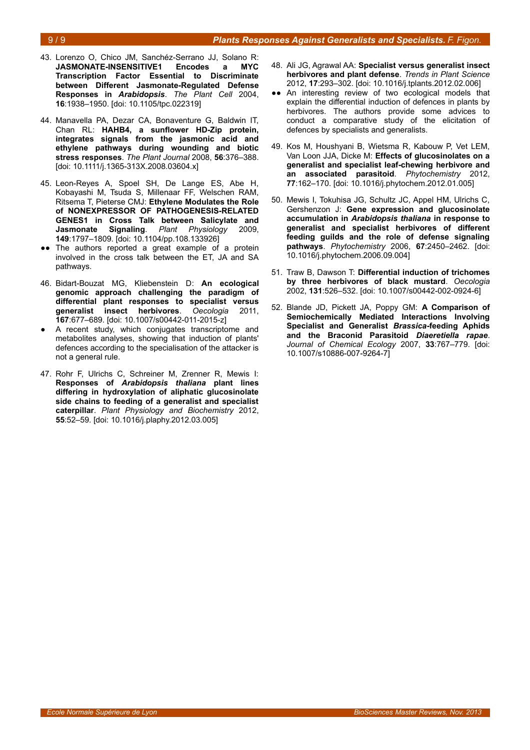43. Lorenzo O, Chico JM, Sanchéz-Serrano JJ, Solano R: **JASMONATE-INSENSITIVE1 Encodes a MYC Transcription Factor Essential to Discriminate between Different Jasmonate-Regulated Defense Responses in *Arabidopsis***. *The Plant Cell* 2004, **16**:1938–1950. [doi: 10.1105/tpc.022319]

44. Manavella PA, Dezar CA, Bonaventure G, Baldwin IT, Chan RL: **HAHB4, a sunflower HD-Zip protein, integrates signals from the jasmonic acid and ethylene pathways during wounding and biotic stress responses**. *The Plant Journal* 2008, **56**:376–388. [doi: 10.1111/j.1365-313X.2008.03604.x]

45. Leon-Reyes A, Spoel SH, De Lange ES, Abe H, Kobayashi M, Tsuda S, Millenaar FF, Welschen RAM, Ritsema T, Pieterse CMJ: **Ethylene Modulates the Role of NONEXPRESSOR OF PATHOGENESIS-RELATED GENES1 in Cross Talk between Salicylate and Jasmonate Signaling**. *Plant Physiology* 2009, **149**:1797–1809. [doi: 10.1104/pp.108.133926]
    - ●● The authors reported a great example of a protein involved in the cross talk between the ET, JA and SA pathways.

46. Bidart-Bouzat MG, Kliebenstein D: **An ecological genomic approach challenging the paradigm of differential plant responses to specialist versus generalist insect herbivores**. *Oecologia* 2011, **167**:677–689. [doi: 10.1007/s00442-011-2015-z]
    - ● A recent study, which conjugates transcriptome and metabolites analyses, showing that induction of plants' defences according to the specialisation of the attacker is not a general rule.

47. Rohr F, Ulrichs C, Schreiner M, Zrenner R, Mewis I: **Responses of *Arabidopsis thaliana* plant lines differing in hydroxylation of aliphatic glucosinolate side chains to feeding of a generalist and specialist caterpillar**. *Plant Physiology and Biochemistry* 2012, **55**:52–59. [doi: 10.1016/j.plaphy.2012.03.005]

48. Ali JG, Agrawal AA: **Specialist versus generalist insect herbivores and plant defense**. *Trends in Plant Science* 2012, **17**:293–302. [doi: 10.1016/j.tplants.2012.02.006]
    - ●● An interesting review of two ecological models that explain the differential induction of defences in plants by herbivores. The authors provide some advices to conduct a comparative study of the elicitation of defences by specialists and generalists.

49. Kos M, Houshyani B, Wietsma R, Kabouw P, Vet LEM, Van Loon JJA, Dicke M: **Effects of glucosinolates on a generalist and specialist leaf-chewing herbivore and an associated parasitoid**. *Phytochemistry* 2012, **77**:162–170. [doi: 10.1016/j.phytochem.2012.01.005]

50. Mewis I, Tokuhisa JG, Schultz JC, Appel HM, Ulrichs C, Gershenzon J: **Gene expression and glucosinolate accumulation in *Arabidopsis thaliana* in response to generalist and specialist herbivores of different feeding guilds and the role of defense signaling pathways**. *Phytochemistry* 2006, **67**:2450–2462. [doi: 10.1016/j.phytochem.2006.09.004]

51. Traw B, Dawson T: **Differential induction of trichomes by three herbivores of black mustard**. *Oecologia* 2002, **131**:526–532. [doi: 10.1007/s00442-002-0924-6]

52. Blande JD, Pickett JA, Poppy GM: **A Comparison of Semiochemically Mediated Interactions Involving Specialist and Generalist *Brassica*-feeding Aphids and the Braconid Parasitoid *Diaeretiella rapae***. *Journal of Chemical Ecology* 2007, **33**:767–779. [doi: 10.1007/s10886-007-9264-7]